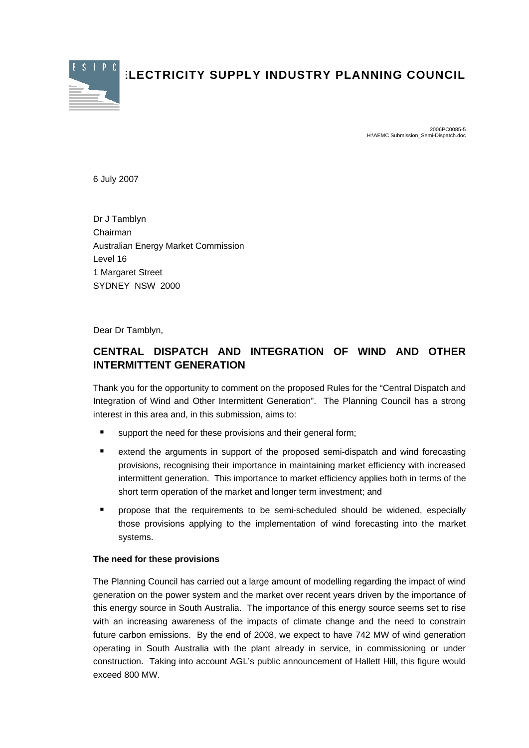# ELECTRICITY SUPPLY INDUSTRY PLANNING COUNCIL

2006PC0085-5
H:\AEMC Submission_Semi-Dispatch.doc

6 July 2007

Dr J Tamblyn
Chairman
Australian Energy Market Commission
Level 16
1 Margaret Street
SYDNEY NSW 2000

Dear Dr Tamblyn,

## CENTRAL DISPATCH AND INTEGRATION OF WIND AND OTHER INTERMITTENT GENERATION

Thank you for the opportunity to comment on the proposed Rules for the "Central Dispatch and Integration of Wind and Other Intermittent Generation". The Planning Council has a strong interest in this area and, in this submission, aims to:

- support the need for these provisions and their general form;
- extend the arguments in support of the proposed semi-dispatch and wind forecasting provisions, recognising their importance in maintaining market efficiency with increased intermittent generation. This importance to market efficiency applies both in terms of the short term operation of the market and longer term investment; and
- propose that the requirements to be semi-scheduled should be widened, especially those provisions applying to the implementation of wind forecasting into the market systems.

**The need for these provisions**

The Planning Council has carried out a large amount of modelling regarding the impact of wind generation on the power system and the market over recent years driven by the importance of this energy source in South Australia. The importance of this energy source seems set to rise with an increasing awareness of the impacts of climate change and the need to constrain future carbon emissions. By the end of 2008, we expect to have 742 MW of wind generation operating in South Australia with the plant already in service, in commissioning or under construction. Taking into account AGL's public announcement of Hallett Hill, this figure would exceed 800 MW.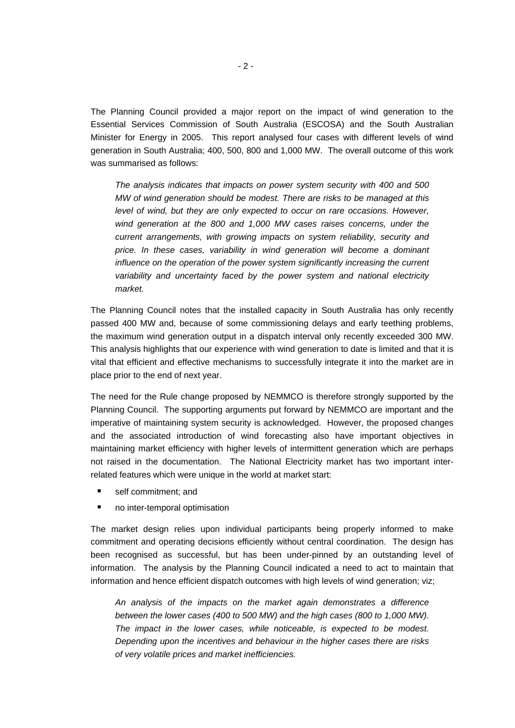The Planning Council provided a major report on the impact of wind generation to the Essential Services Commission of South Australia (ESCOSA) and the South Australian Minister for Energy in 2005. This report analysed four cases with different levels of wind generation in South Australia; 400, 500, 800 and 1,000 MW. The overall outcome of this work was summarised as follows:

> *The analysis indicates that impacts on power system security with 400 and 500 MW of wind generation should be modest. There are risks to be managed at this level of wind, but they are only expected to occur on rare occasions. However, wind generation at the 800 and 1,000 MW cases raises concerns, under the current arrangements, with growing impacts on system reliability, security and price. In these cases, variability in wind generation will become a dominant influence on the operation of the power system significantly increasing the current variability and uncertainty faced by the power system and national electricity market.*

The Planning Council notes that the installed capacity in South Australia has only recently passed 400 MW and, because of some commissioning delays and early teething problems, the maximum wind generation output in a dispatch interval only recently exceeded 300 MW. This analysis highlights that our experience with wind generation to date is limited and that it is vital that efficient and effective mechanisms to successfully integrate it into the market are in place prior to the end of next year.

The need for the Rule change proposed by NEMMCO is therefore strongly supported by the Planning Council. The supporting arguments put forward by NEMMCO are important and the imperative of maintaining system security is acknowledged. However, the proposed changes and the associated introduction of wind forecasting also have important objectives in maintaining market efficiency with higher levels of intermittent generation which are perhaps not raised in the documentation. The National Electricity market has two important inter-related features which were unique in the world at market start:

- self commitment; and
- no inter-temporal optimisation

The market design relies upon individual participants being properly informed to make commitment and operating decisions efficiently without central coordination. The design has been recognised as successful, but has been under-pinned by an outstanding level of information. The analysis by the Planning Council indicated a need to act to maintain that information and hence efficient dispatch outcomes with high levels of wind generation; viz;

> *An analysis of the impacts on the market again demonstrates a difference between the lower cases (400 to 500 MW) and the high cases (800 to 1,000 MW). The impact in the lower cases, while noticeable, is expected to be modest. Depending upon the incentives and behaviour in the higher cases there are risks of very volatile prices and market inefficiencies.*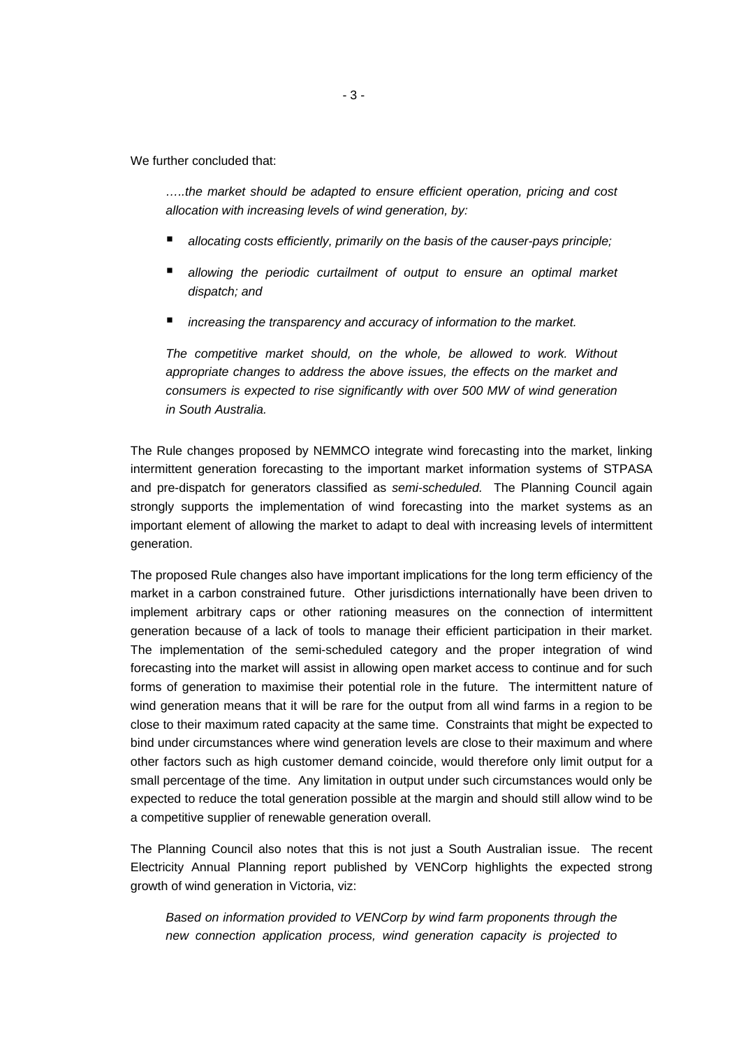We further concluded that:

> *…..the market should be adapted to ensure efficient operation, pricing and cost allocation with increasing levels of wind generation, by:*
>
> - *allocating costs efficiently, primarily on the basis of the causer-pays principle;*
> - *allowing the periodic curtailment of output to ensure an optimal market dispatch; and*
> - *increasing the transparency and accuracy of information to the market.*
>
> *The competitive market should, on the whole, be allowed to work. Without appropriate changes to address the above issues, the effects on the market and consumers is expected to rise significantly with over 500 MW of wind generation in South Australia.*

The Rule changes proposed by NEMMCO integrate wind forecasting into the market, linking intermittent generation forecasting to the important market information systems of STPASA and pre-dispatch for generators classified as *semi-scheduled.* The Planning Council again strongly supports the implementation of wind forecasting into the market systems as an important element of allowing the market to adapt to deal with increasing levels of intermittent generation.

The proposed Rule changes also have important implications for the long term efficiency of the market in a carbon constrained future. Other jurisdictions internationally have been driven to implement arbitrary caps or other rationing measures on the connection of intermittent generation because of a lack of tools to manage their efficient participation in their market. The implementation of the semi-scheduled category and the proper integration of wind forecasting into the market will assist in allowing open market access to continue and for such forms of generation to maximise their potential role in the future. The intermittent nature of wind generation means that it will be rare for the output from all wind farms in a region to be close to their maximum rated capacity at the same time. Constraints that might be expected to bind under circumstances where wind generation levels are close to their maximum and where other factors such as high customer demand coincide, would therefore only limit output for a small percentage of the time. Any limitation in output under such circumstances would only be expected to reduce the total generation possible at the margin and should still allow wind to be a competitive supplier of renewable generation overall.

The Planning Council also notes that this is not just a South Australian issue. The recent Electricity Annual Planning report published by VENCorp highlights the expected strong growth of wind generation in Victoria, viz:

> *Based on information provided to VENCorp by wind farm proponents through the new connection application process, wind generation capacity is projected to*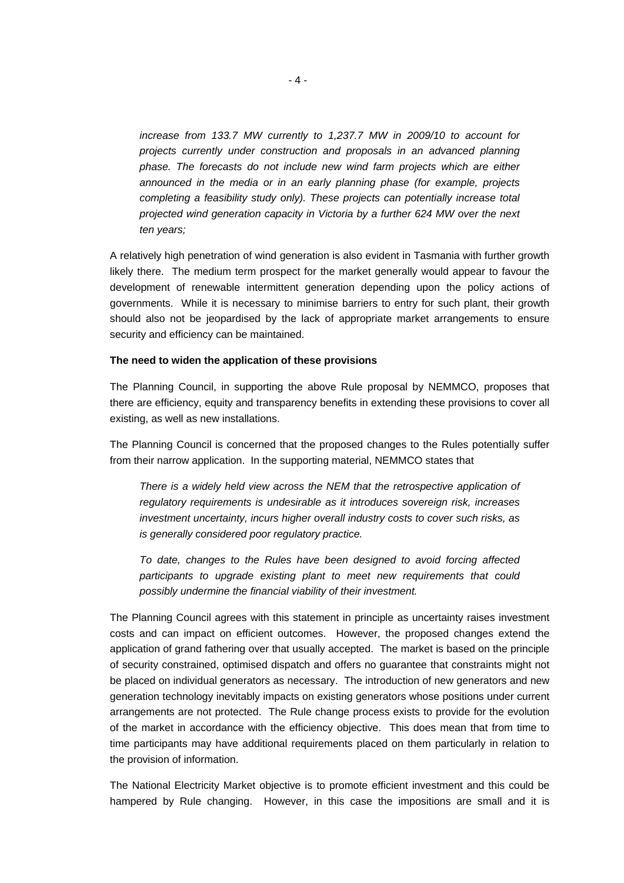*increase from 133.7 MW currently to 1,237.7 MW in 2009/10 to account for projects currently under construction and proposals in an advanced planning phase. The forecasts do not include new wind farm projects which are either announced in the media or in an early planning phase (for example, projects completing a feasibility study only). These projects can potentially increase total projected wind generation capacity in Victoria by a further 624 MW over the next ten years;*

A relatively high penetration of wind generation is also evident in Tasmania with further growth likely there. The medium term prospect for the market generally would appear to favour the development of renewable intermittent generation depending upon the policy actions of governments. While it is necessary to minimise barriers to entry for such plant, their growth should also not be jeopardised by the lack of appropriate market arrangements to ensure security and efficiency can be maintained.

**The need to widen the application of these provisions**

The Planning Council, in supporting the above Rule proposal by NEMMCO, proposes that there are efficiency, equity and transparency benefits in extending these provisions to cover all existing, as well as new installations.

The Planning Council is concerned that the proposed changes to the Rules potentially suffer from their narrow application. In the supporting material, NEMMCO states that

*There is a widely held view across the NEM that the retrospective application of regulatory requirements is undesirable as it introduces sovereign risk, increases investment uncertainty, incurs higher overall industry costs to cover such risks, as is generally considered poor regulatory practice.*

*To date, changes to the Rules have been designed to avoid forcing affected participants to upgrade existing plant to meet new requirements that could possibly undermine the financial viability of their investment.*

The Planning Council agrees with this statement in principle as uncertainty raises investment costs and can impact on efficient outcomes. However, the proposed changes extend the application of grand fathering over that usually accepted. The market is based on the principle of security constrained, optimised dispatch and offers no guarantee that constraints might not be placed on individual generators as necessary. The introduction of new generators and new generation technology inevitably impacts on existing generators whose positions under current arrangements are not protected. The Rule change process exists to provide for the evolution of the market in accordance with the efficiency objective. This does mean that from time to time participants may have additional requirements placed on them particularly in relation to the provision of information.

The National Electricity Market objective is to promote efficient investment and this could be hampered by Rule changing. However, in this case the impositions are small and it is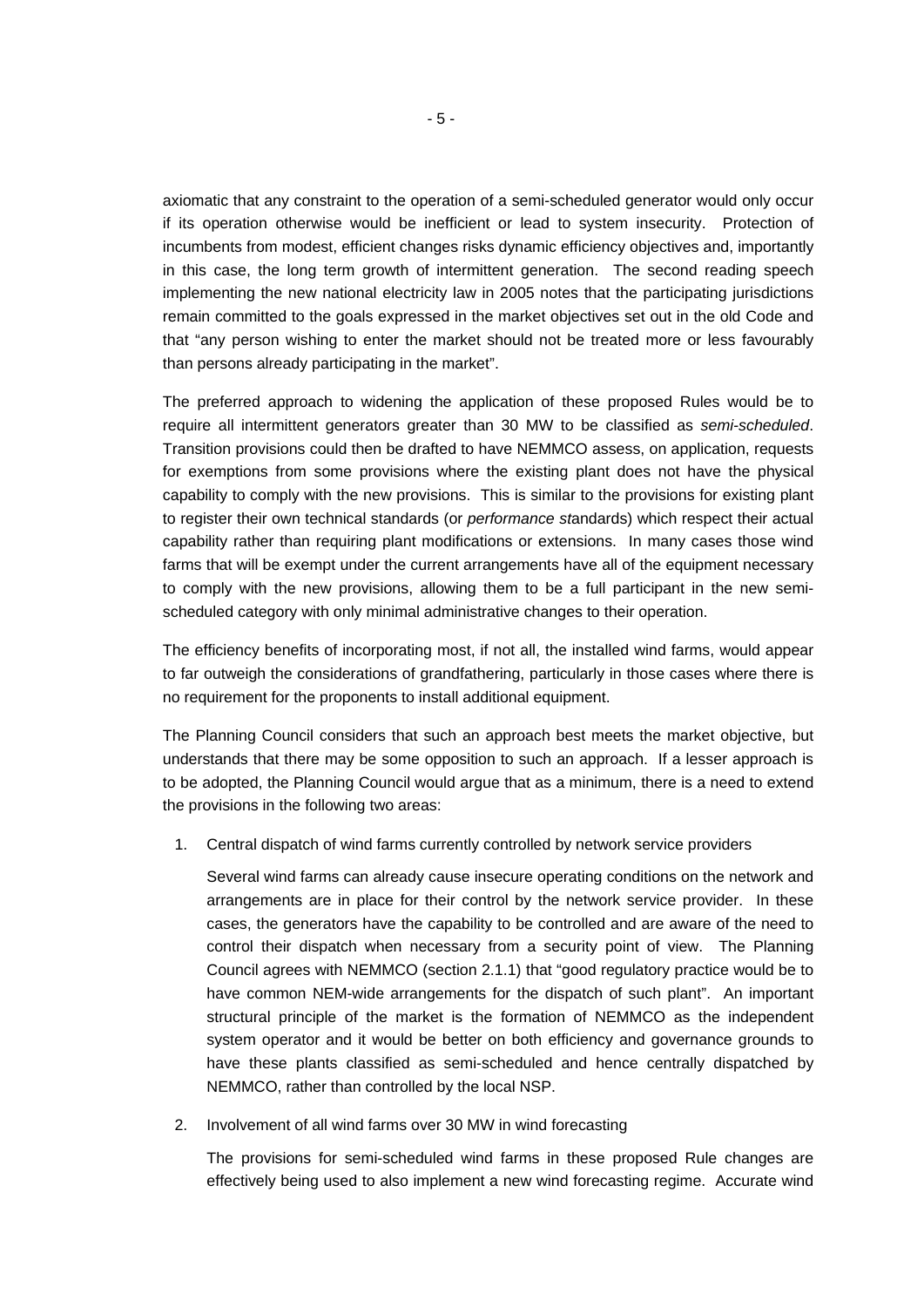axiomatic that any constraint to the operation of a semi-scheduled generator would only occur if its operation otherwise would be inefficient or lead to system insecurity. Protection of incumbents from modest, efficient changes risks dynamic efficiency objectives and, importantly in this case, the long term growth of intermittent generation. The second reading speech implementing the new national electricity law in 2005 notes that the participating jurisdictions remain committed to the goals expressed in the market objectives set out in the old Code and that "any person wishing to enter the market should not be treated more or less favourably than persons already participating in the market".

The preferred approach to widening the application of these proposed Rules would be to require all intermittent generators greater than 30 MW to be classified as *semi-scheduled*. Transition provisions could then be drafted to have NEMMCO assess, on application, requests for exemptions from some provisions where the existing plant does not have the physical capability to comply with the new provisions. This is similar to the provisions for existing plant to register their own technical standards (or *performance st*andards) which respect their actual capability rather than requiring plant modifications or extensions. In many cases those wind farms that will be exempt under the current arrangements have all of the equipment necessary to comply with the new provisions, allowing them to be a full participant in the new semi-scheduled category with only minimal administrative changes to their operation.

The efficiency benefits of incorporating most, if not all, the installed wind farms, would appear to far outweigh the considerations of grandfathering, particularly in those cases where there is no requirement for the proponents to install additional equipment.

The Planning Council considers that such an approach best meets the market objective, but understands that there may be some opposition to such an approach. If a lesser approach is to be adopted, the Planning Council would argue that as a minimum, there is a need to extend the provisions in the following two areas:

1. Central dispatch of wind farms currently controlled by network service providers

   Several wind farms can already cause insecure operating conditions on the network and arrangements are in place for their control by the network service provider. In these cases, the generators have the capability to be controlled and are aware of the need to control their dispatch when necessary from a security point of view. The Planning Council agrees with NEMMCO (section 2.1.1) that "good regulatory practice would be to have common NEM-wide arrangements for the dispatch of such plant". An important structural principle of the market is the formation of NEMMCO as the independent system operator and it would be better on both efficiency and governance grounds to have these plants classified as semi-scheduled and hence centrally dispatched by NEMMCO, rather than controlled by the local NSP.

2. Involvement of all wind farms over 30 MW in wind forecasting

   The provisions for semi-scheduled wind farms in these proposed Rule changes are effectively being used to also implement a new wind forecasting regime. Accurate wind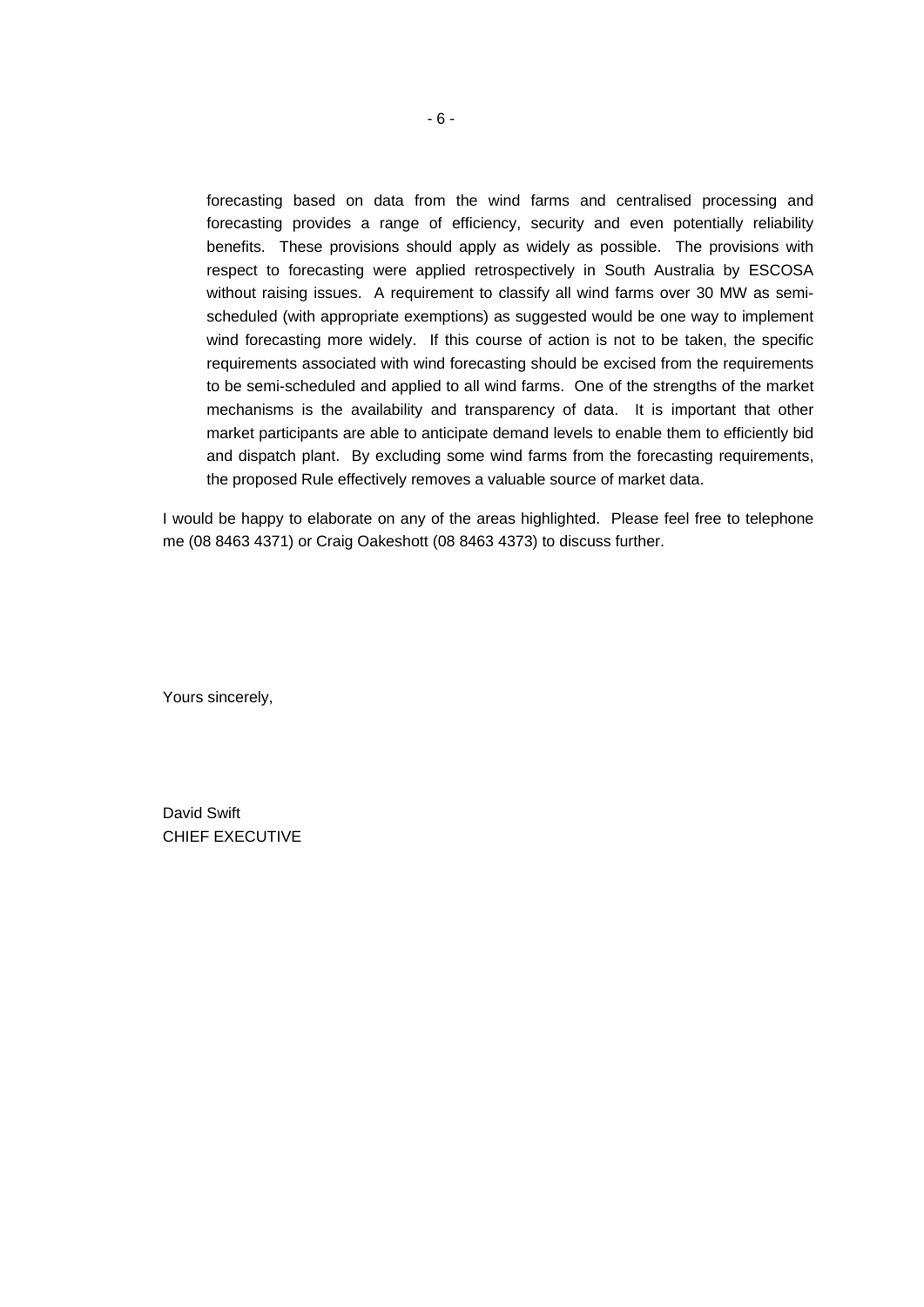forecasting based on data from the wind farms and centralised processing and forecasting provides a range of efficiency, security and even potentially reliability benefits. These provisions should apply as widely as possible. The provisions with respect to forecasting were applied retrospectively in South Australia by ESCOSA without raising issues. A requirement to classify all wind farms over 30 MW as semi-scheduled (with appropriate exemptions) as suggested would be one way to implement wind forecasting more widely. If this course of action is not to be taken, the specific requirements associated with wind forecasting should be excised from the requirements to be semi-scheduled and applied to all wind farms. One of the strengths of the market mechanisms is the availability and transparency of data. It is important that other market participants are able to anticipate demand levels to enable them to efficiently bid and dispatch plant. By excluding some wind farms from the forecasting requirements, the proposed Rule effectively removes a valuable source of market data.

I would be happy to elaborate on any of the areas highlighted. Please feel free to telephone me (08 8463 4371) or Craig Oakeshott (08 8463 4373) to discuss further.

Yours sincerely,

David Swift
CHIEF EXECUTIVE